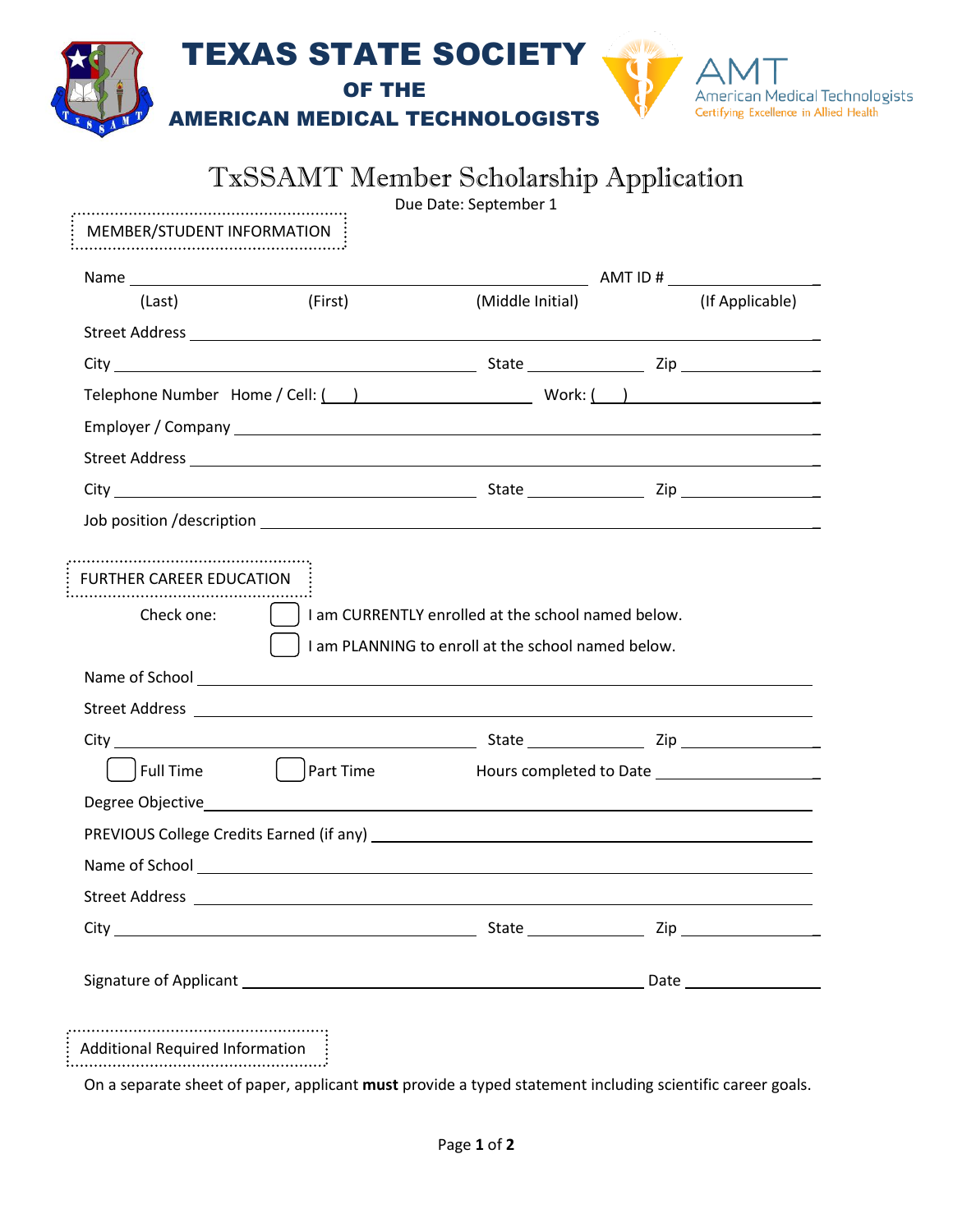# TEXAS STATE SOCIETY OF THE AMERICAN MEDICAL TECHNOLOGISTS

AMT American Medical Technologists — Certifying Excellence in Allied Health

## TxSSAMT Member Scholarship Application

Due Date: September 1

### MEMBER/STUDENT INFORMATION

Name ______________________________________________ AMT ID # ______________

(Last) (First) (Middle Initial) (If Applicable)

Street Address ______________________________________________

City ______________________ State __________ Zip __________

Telephone Number Home / Cell: ( ) ______________ Work: ( ) ______________

Employer / Company ______________________________________________

Street Address ______________________________________________

City ______________________ State __________ Zip __________

Job position /description ______________________________________________

### FURTHER CAREER EDUCATION

Check one:

☐ I am CURRENTLY enrolled at the school named below.

☐ I am PLANNING to enroll at the school named below.

Name of School ______________________________________________

Street Address ______________________________________________

City ______________________ State __________ Zip __________

☐ Full Time ☐ Part Time Hours completed to Date __________

Degree Objective ______________________________________________

PREVIOUS College Credits Earned (if any) ______________________________________________

Name of School ______________________________________________

Street Address ______________________________________________

City ______________________ State __________ Zip __________

Signature of Applicant ______________________________ Date __________

### Additional Required Information

On a separate sheet of paper, applicant **must** provide a typed statement including scientific career goals.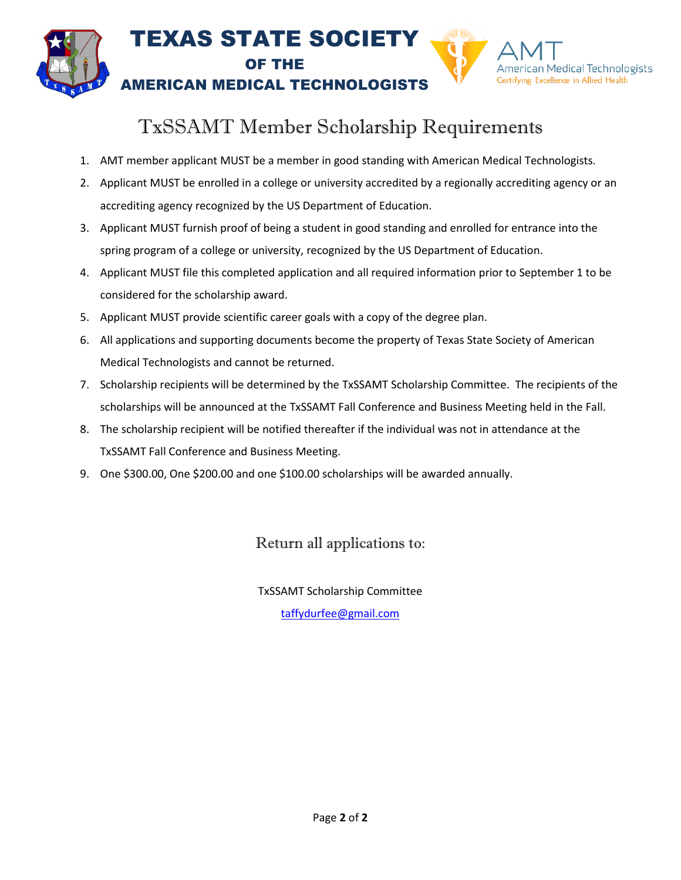# TEXAS STATE SOCIETY OF THE AMERICAN MEDICAL TECHNOLOGISTS

AMT American Medical Technologists
Certifying Excellence in Allied Health

## TxSSAMT Member Scholarship Requirements

1. AMT member applicant MUST be a member in good standing with American Medical Technologists.
2. Applicant MUST be enrolled in a college or university accredited by a regionally accrediting agency or an accrediting agency recognized by the US Department of Education.
3. Applicant MUST furnish proof of being a student in good standing and enrolled for entrance into the spring program of a college or university, recognized by the US Department of Education.
4. Applicant MUST file this completed application and all required information prior to September 1 to be considered for the scholarship award.
5. Applicant MUST provide scientific career goals with a copy of the degree plan.
6. All applications and supporting documents become the property of Texas State Society of American Medical Technologists and cannot be returned.
7. Scholarship recipients will be determined by the TxSSAMT Scholarship Committee. The recipients of the scholarships will be announced at the TxSSAMT Fall Conference and Business Meeting held in the Fall.
8. The scholarship recipient will be notified thereafter if the individual was not in attendance at the TxSSAMT Fall Conference and Business Meeting.
9. One $300.00, One $200.00 and one $100.00 scholarships will be awarded annually.

### Return all applications to:

TxSSAMT Scholarship Committee

taffydurfee@gmail.com